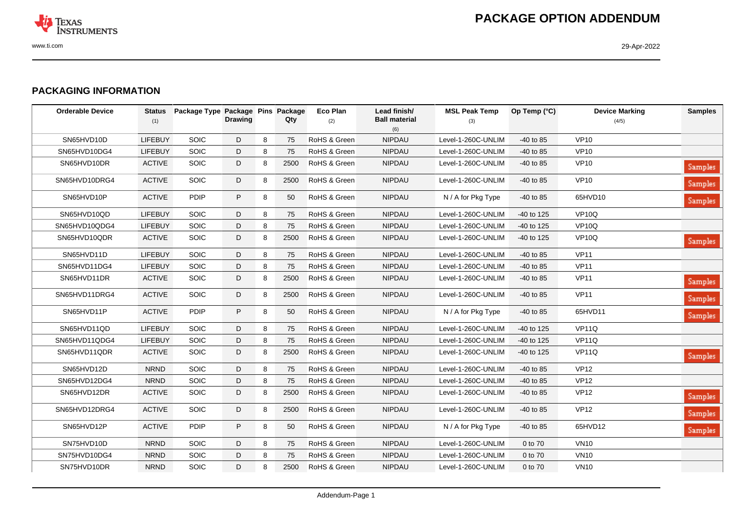## PACKAGING INFORMATION

| Orderable Device | Status (1) | Package Type | Package Drawing | Pins | Package Qty | Eco Plan (2) | Lead finish/ Ball material (6) | MSL Peak Temp (3) | Op Temp (°C) | Device Marking (4/5) | Samples |
|---|---|---|---|---|---|---|---|---|---|---|---|
| SN65HVD10D | LIFEBUY | SOIC | D | 8 | 75 | RoHS & Green | NIPDAU | Level-1-260C-UNLIM | -40 to 85 | VP10 | |
| SN65HVD10DG4 | LIFEBUY | SOIC | D | 8 | 75 | RoHS & Green | NIPDAU | Level-1-260C-UNLIM | -40 to 85 | VP10 | |
| SN65HVD10DR | ACTIVE | SOIC | D | 8 | 2500 | RoHS & Green | NIPDAU | Level-1-260C-UNLIM | -40 to 85 | VP10 | Samples |
| SN65HVD10DRG4 | ACTIVE | SOIC | D | 8 | 2500 | RoHS & Green | NIPDAU | Level-1-260C-UNLIM | -40 to 85 | VP10 | Samples |
| SN65HVD10P | ACTIVE | PDIP | P | 8 | 50 | RoHS & Green | NIPDAU | N / A for Pkg Type | -40 to 85 | 65HVD10 | Samples |
| SN65HVD10QD | LIFEBUY | SOIC | D | 8 | 75 | RoHS & Green | NIPDAU | Level-1-260C-UNLIM | -40 to 125 | VP10Q | |
| SN65HVD10QDG4 | LIFEBUY | SOIC | D | 8 | 75 | RoHS & Green | NIPDAU | Level-1-260C-UNLIM | -40 to 125 | VP10Q | |
| SN65HVD10QDR | ACTIVE | SOIC | D | 8 | 2500 | RoHS & Green | NIPDAU | Level-1-260C-UNLIM | -40 to 125 | VP10Q | Samples |
| SN65HVD11D | LIFEBUY | SOIC | D | 8 | 75 | RoHS & Green | NIPDAU | Level-1-260C-UNLIM | -40 to 85 | VP11 | |
| SN65HVD11DG4 | LIFEBUY | SOIC | D | 8 | 75 | RoHS & Green | NIPDAU | Level-1-260C-UNLIM | -40 to 85 | VP11 | |
| SN65HVD11DR | ACTIVE | SOIC | D | 8 | 2500 | RoHS & Green | NIPDAU | Level-1-260C-UNLIM | -40 to 85 | VP11 | Samples |
| SN65HVD11DRG4 | ACTIVE | SOIC | D | 8 | 2500 | RoHS & Green | NIPDAU | Level-1-260C-UNLIM | -40 to 85 | VP11 | Samples |
| SN65HVD11P | ACTIVE | PDIP | P | 8 | 50 | RoHS & Green | NIPDAU | N / A for Pkg Type | -40 to 85 | 65HVD11 | Samples |
| SN65HVD11QD | LIFEBUY | SOIC | D | 8 | 75 | RoHS & Green | NIPDAU | Level-1-260C-UNLIM | -40 to 125 | VP11Q | |
| SN65HVD11QDG4 | LIFEBUY | SOIC | D | 8 | 75 | RoHS & Green | NIPDAU | Level-1-260C-UNLIM | -40 to 125 | VP11Q | |
| SN65HVD11QDR | ACTIVE | SOIC | D | 8 | 2500 | RoHS & Green | NIPDAU | Level-1-260C-UNLIM | -40 to 125 | VP11Q | Samples |
| SN65HVD12D | NRND | SOIC | D | 8 | 75 | RoHS & Green | NIPDAU | Level-1-260C-UNLIM | -40 to 85 | VP12 | |
| SN65HVD12DG4 | NRND | SOIC | D | 8 | 75 | RoHS & Green | NIPDAU | Level-1-260C-UNLIM | -40 to 85 | VP12 | |
| SN65HVD12DR | ACTIVE | SOIC | D | 8 | 2500 | RoHS & Green | NIPDAU | Level-1-260C-UNLIM | -40 to 85 | VP12 | Samples |
| SN65HVD12DRG4 | ACTIVE | SOIC | D | 8 | 2500 | RoHS & Green | NIPDAU | Level-1-260C-UNLIM | -40 to 85 | VP12 | Samples |
| SN65HVD12P | ACTIVE | PDIP | P | 8 | 50 | RoHS & Green | NIPDAU | N / A for Pkg Type | -40 to 85 | 65HVD12 | Samples |
| SN75HVD10D | NRND | SOIC | D | 8 | 75 | RoHS & Green | NIPDAU | Level-1-260C-UNLIM | 0 to 70 | VN10 | |
| SN75HVD10DG4 | NRND | SOIC | D | 8 | 75 | RoHS & Green | NIPDAU | Level-1-260C-UNLIM | 0 to 70 | VN10 | |
| SN75HVD10DR | NRND | SOIC | D | 8 | 2500 | RoHS & Green | NIPDAU | Level-1-260C-UNLIM | 0 to 70 | VN10 | |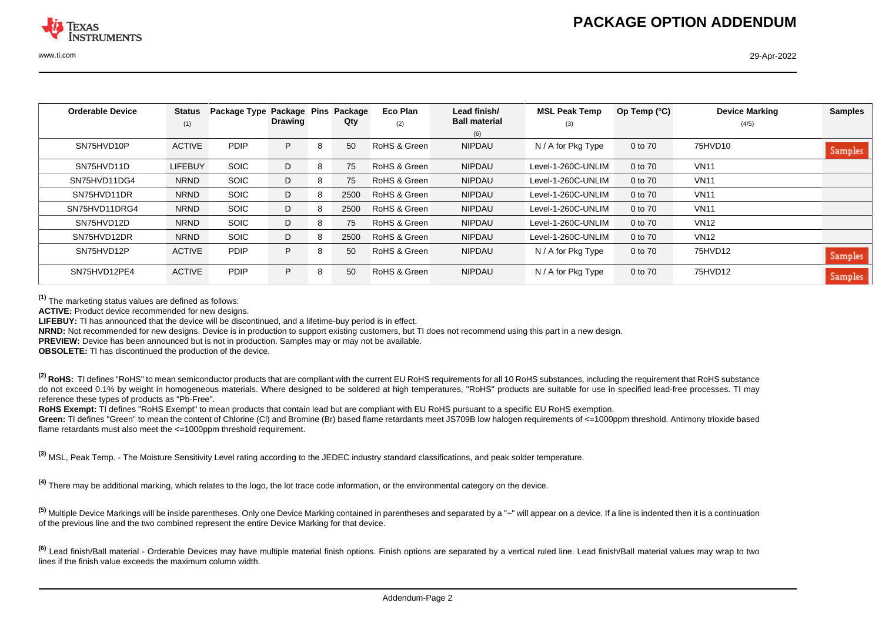| Orderable Device | Status (1) | Package Type | Package Drawing | Pins | Package Qty | Eco Plan (2) | Lead finish/ Ball material (6) | MSL Peak Temp (3) | Op Temp (°C) | Device Marking (4/5) | Samples |
|---|---|---|---|---|---|---|---|---|---|---|---|
| SN75HVD10P | ACTIVE | PDIP | P | 8 | 50 | RoHS & Green | NIPDAU | N / A for Pkg Type | 0 to 70 | 75HVD10 | Samples |
| SN75HVD11D | LIFEBUY | SOIC | D | 8 | 75 | RoHS & Green | NIPDAU | Level-1-260C-UNLIM | 0 to 70 | VN11 | |
| SN75HVD11DG4 | NRND | SOIC | D | 8 | 75 | RoHS & Green | NIPDAU | Level-1-260C-UNLIM | 0 to 70 | VN11 | |
| SN75HVD11DR | NRND | SOIC | D | 8 | 2500 | RoHS & Green | NIPDAU | Level-1-260C-UNLIM | 0 to 70 | VN11 | |
| SN75HVD11DRG4 | NRND | SOIC | D | 8 | 2500 | RoHS & Green | NIPDAU | Level-1-260C-UNLIM | 0 to 70 | VN11 | |
| SN75HVD12D | NRND | SOIC | D | 8 | 75 | RoHS & Green | NIPDAU | Level-1-260C-UNLIM | 0 to 70 | VN12 | |
| SN75HVD12DR | NRND | SOIC | D | 8 | 2500 | RoHS & Green | NIPDAU | Level-1-260C-UNLIM | 0 to 70 | VN12 | |
| SN75HVD12P | ACTIVE | PDIP | P | 8 | 50 | RoHS & Green | NIPDAU | N / A for Pkg Type | 0 to 70 | 75HVD12 | Samples |
| SN75HVD12PE4 | ACTIVE | PDIP | P | 8 | 50 | RoHS & Green | NIPDAU | N / A for Pkg Type | 0 to 70 | 75HVD12 | Samples |

(1) The marketing status values are defined as follows:

**ACTIVE:** Product device recommended for new designs.

**LIFEBUY:** TI has announced that the device will be discontinued, and a lifetime-buy period is in effect.

**NRND:** Not recommended for new designs. Device is in production to support existing customers, but TI does not recommend using this part in a new design.

**PREVIEW:** Device has been announced but is not in production. Samples may or may not be available.

**OBSOLETE:** TI has discontinued the production of the device.

(2) **RoHS:** TI defines "RoHS" to mean semiconductor products that are compliant with the current EU RoHS requirements for all 10 RoHS substances, including the requirement that RoHS substance do not exceed 0.1% by weight in homogeneous materials. Where designed to be soldered at high temperatures, "RoHS" products are suitable for use in specified lead-free processes. TI may reference these types of products as "Pb-Free".

**RoHS Exempt:** TI defines "RoHS Exempt" to mean products that contain lead but are compliant with EU RoHS pursuant to a specific EU RoHS exemption.

**Green:** TI defines "Green" to mean the content of Chlorine (Cl) and Bromine (Br) based flame retardants meet JS709B low halogen requirements of <=1000ppm threshold. Antimony trioxide based flame retardants must also meet the <=1000ppm threshold requirement.

(3) MSL, Peak Temp. - The Moisture Sensitivity Level rating according to the JEDEC industry standard classifications, and peak solder temperature.

(4) There may be additional marking, which relates to the logo, the lot trace code information, or the environmental category on the device.

(5) Multiple Device Markings will be inside parentheses. Only one Device Marking contained in parentheses and separated by a "~" will appear on a device. If a line is indented then it is a continuation of the previous line and the two combined represent the entire Device Marking for that device.

(6) Lead finish/Ball material - Orderable Devices may have multiple material finish options. Finish options are separated by a vertical ruled line. Lead finish/Ball material values may wrap to two lines if the finish value exceeds the maximum column width.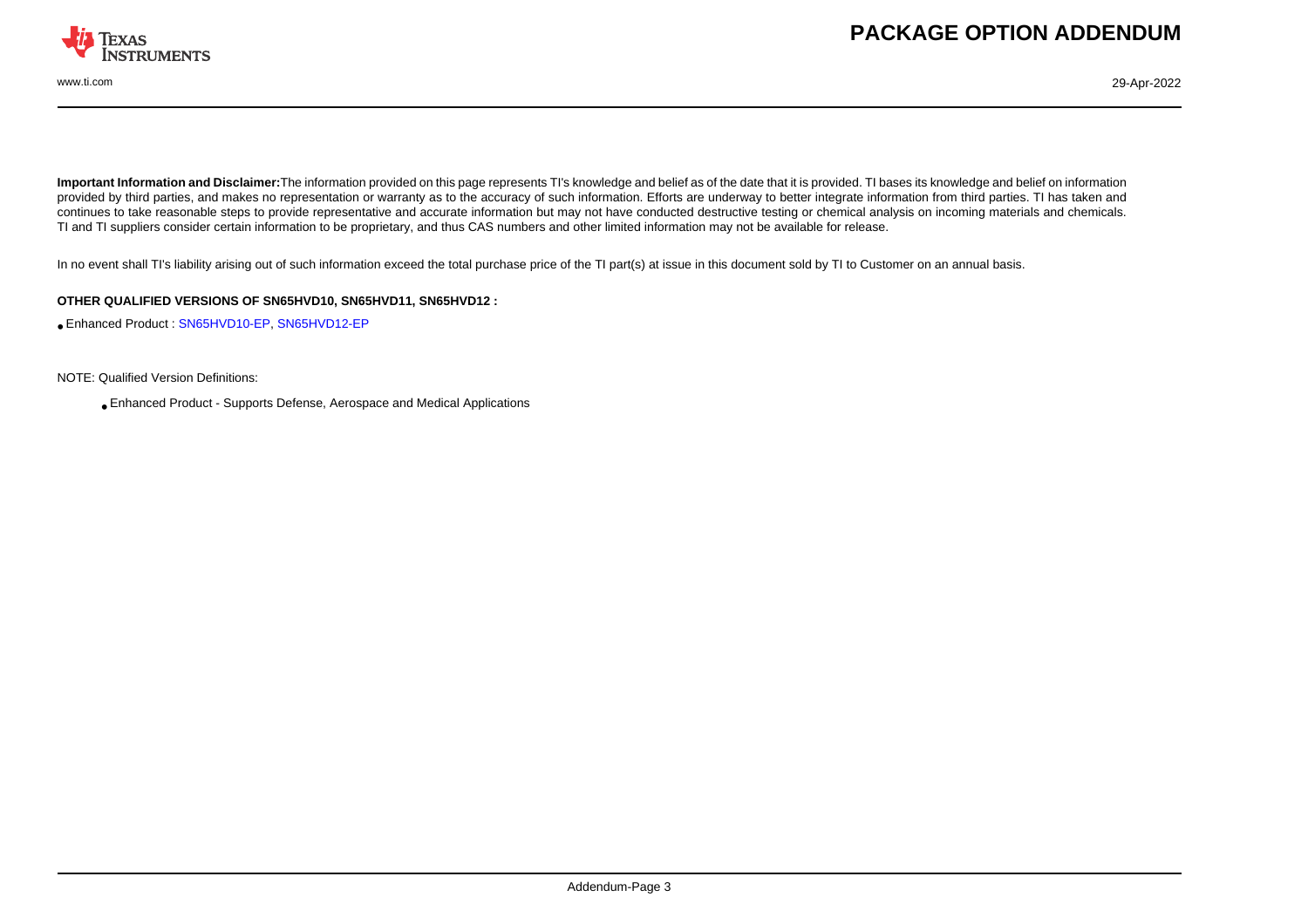**Important Information and Disclaimer:**The information provided on this page represents TI's knowledge and belief as of the date that it is provided. TI bases its knowledge and belief on information provided by third parties, and makes no representation or warranty as to the accuracy of such information. Efforts are underway to better integrate information from third parties. TI has taken and continues to take reasonable steps to provide representative and accurate information but may not have conducted destructive testing or chemical analysis on incoming materials and chemicals. TI and TI suppliers consider certain information to be proprietary, and thus CAS numbers and other limited information may not be available for release.

In no event shall TI's liability arising out of such information exceed the total purchase price of the TI part(s) at issue in this document sold by TI to Customer on an annual basis.

**OTHER QUALIFIED VERSIONS OF SN65HVD10, SN65HVD11, SN65HVD12 :**

- Enhanced Product : SN65HVD10-EP, SN65HVD12-EP

NOTE: Qualified Version Definitions:

- Enhanced Product - Supports Defense, Aerospace and Medical Applications